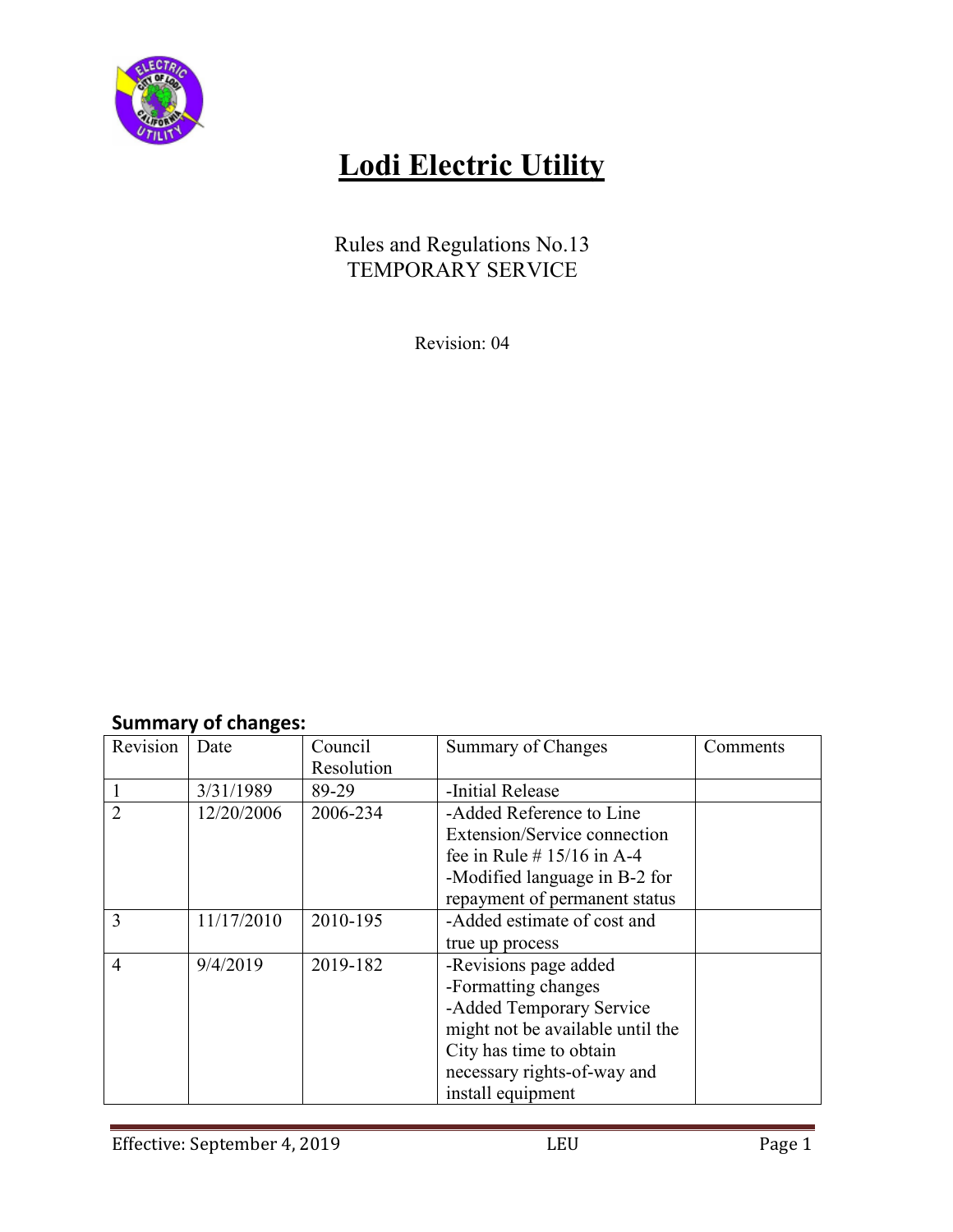# Lodi Electric Utility

Rules and Regulations No.13
TEMPORARY SERVICE

Revision: 04

## Summary of changes:

| Revision | Date | Council Resolution | Summary of Changes | Comments |
|---|---|---|---|---|
| 1 | 3/31/1989 | 89-29 | -Initial Release | |
| 2 | 12/20/2006 | 2006-234 | -Added Reference to Line Extension/Service connection fee in Rule # 15/16 in A-4<br>-Modified language in B-2 for repayment of permanent status | |
| 3 | 11/17/2010 | 2010-195 | -Added estimate of cost and true up process | |
| 4 | 9/4/2019 | 2019-182 | -Revisions page added<br>-Formatting changes<br>-Added Temporary Service might not be available until the City has time to obtain necessary rights-of-way and install equipment | |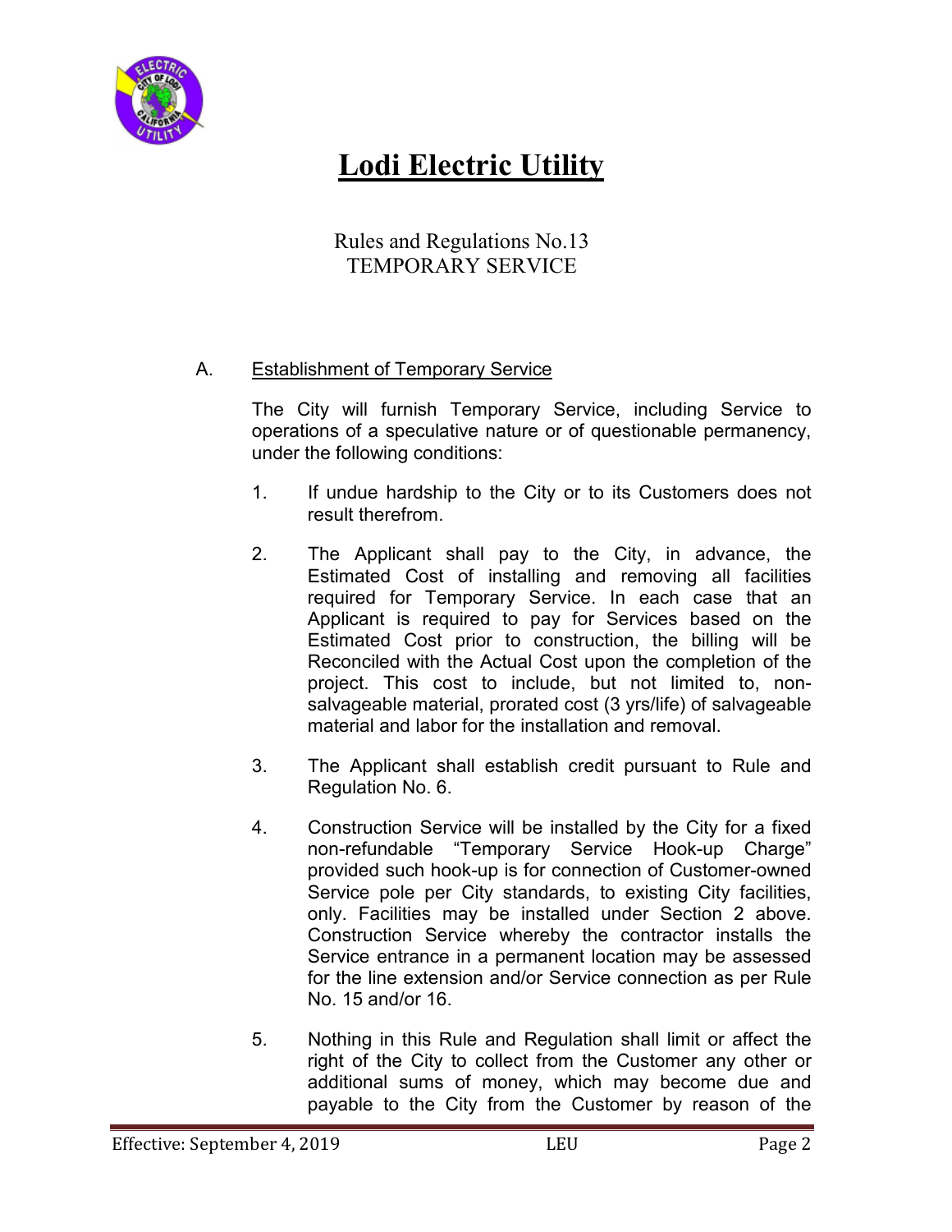# Lodi Electric Utility

Rules and Regulations No.13
TEMPORARY SERVICE

A. Establishment of Temporary Service

The City will furnish Temporary Service, including Service to operations of a speculative nature or of questionable permanency, under the following conditions:

1. If undue hardship to the City or to its Customers does not result therefrom.

2. The Applicant shall pay to the City, in advance, the Estimated Cost of installing and removing all facilities required for Temporary Service. In each case that an Applicant is required to pay for Services based on the Estimated Cost prior to construction, the billing will be Reconciled with the Actual Cost upon the completion of the project. This cost to include, but not limited to, non-salvageable material, prorated cost (3 yrs/life) of salvageable material and labor for the installation and removal.

3. The Applicant shall establish credit pursuant to Rule and Regulation No. 6.

4. Construction Service will be installed by the City for a fixed non-refundable "Temporary Service Hook-up Charge" provided such hook-up is for connection of Customer-owned Service pole per City standards, to existing City facilities, only. Facilities may be installed under Section 2 above. Construction Service whereby the contractor installs the Service entrance in a permanent location may be assessed for the line extension and/or Service connection as per Rule No. 15 and/or 16.

5. Nothing in this Rule and Regulation shall limit or affect the right of the City to collect from the Customer any other or additional sums of money, which may become due and payable to the City from the Customer by reason of the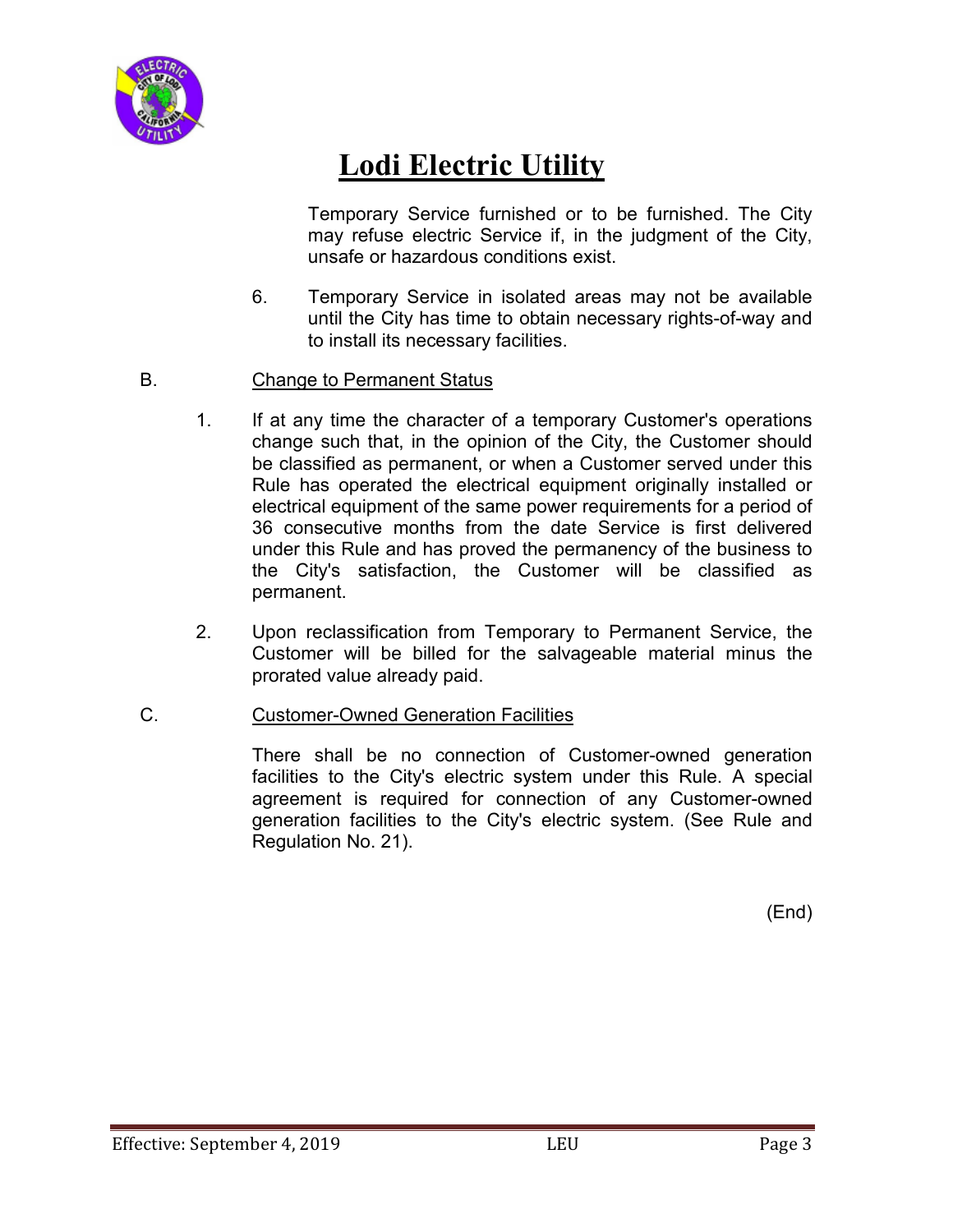Temporary Service furnished or to be furnished. The City may refuse electric Service if, in the judgment of the City, unsafe or hazardous conditions exist.

6. Temporary Service in isolated areas may not be available until the City has time to obtain necessary rights-of-way and to install its necessary facilities.

B. Change to Permanent Status

1. If at any time the character of a temporary Customer's operations change such that, in the opinion of the City, the Customer should be classified as permanent, or when a Customer served under this Rule has operated the electrical equipment originally installed or electrical equipment of the same power requirements for a period of 36 consecutive months from the date Service is first delivered under this Rule and has proved the permanency of the business to the City's satisfaction, the Customer will be classified as permanent.

2. Upon reclassification from Temporary to Permanent Service, the Customer will be billed for the salvageable material minus the prorated value already paid.

C. Customer-Owned Generation Facilities

There shall be no connection of Customer-owned generation facilities to the City's electric system under this Rule. A special agreement is required for connection of any Customer-owned generation facilities to the City's electric system. (See Rule and Regulation No. 21).

(End)